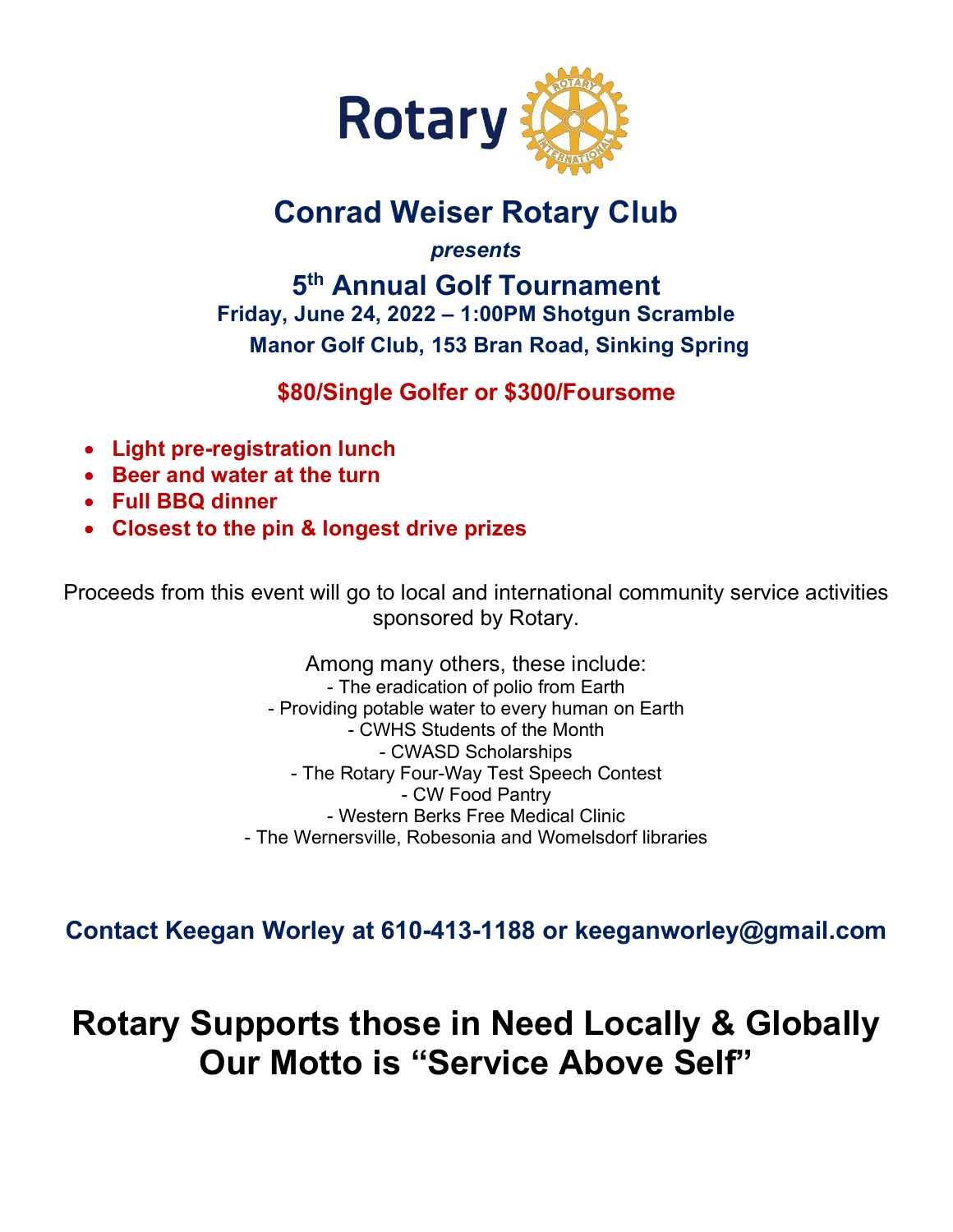# Conrad Weiser Rotary Club

***presents***

## 5th Annual Golf Tournament

**Friday, June 24, 2022 – 1:00PM Shotgun Scramble**

**Manor Golf Club, 153 Bran Road, Sinking Spring**

**$80/Single Golfer or $300/Foursome**

- **Light pre-registration lunch**
- **Beer and water at the turn**
- **Full BBQ dinner**
- **Closest to the pin & longest drive prizes**

Proceeds from this event will go to local and international community service activities sponsored by Rotary.

Among many others, these include:

- The eradication of polio from Earth
- Providing potable water to every human on Earth
- CWHS Students of the Month
- CWASD Scholarships
- The Rotary Four-Way Test Speech Contest
- CW Food Pantry
- Western Berks Free Medical Clinic
- The Wernersville, Robesonia and Womelsdorf libraries

**Contact Keegan Worley at 610-413-1188 or keeganworley@gmail.com**

# Rotary Supports those in Need Locally & Globally
# Our Motto is "Service Above Self"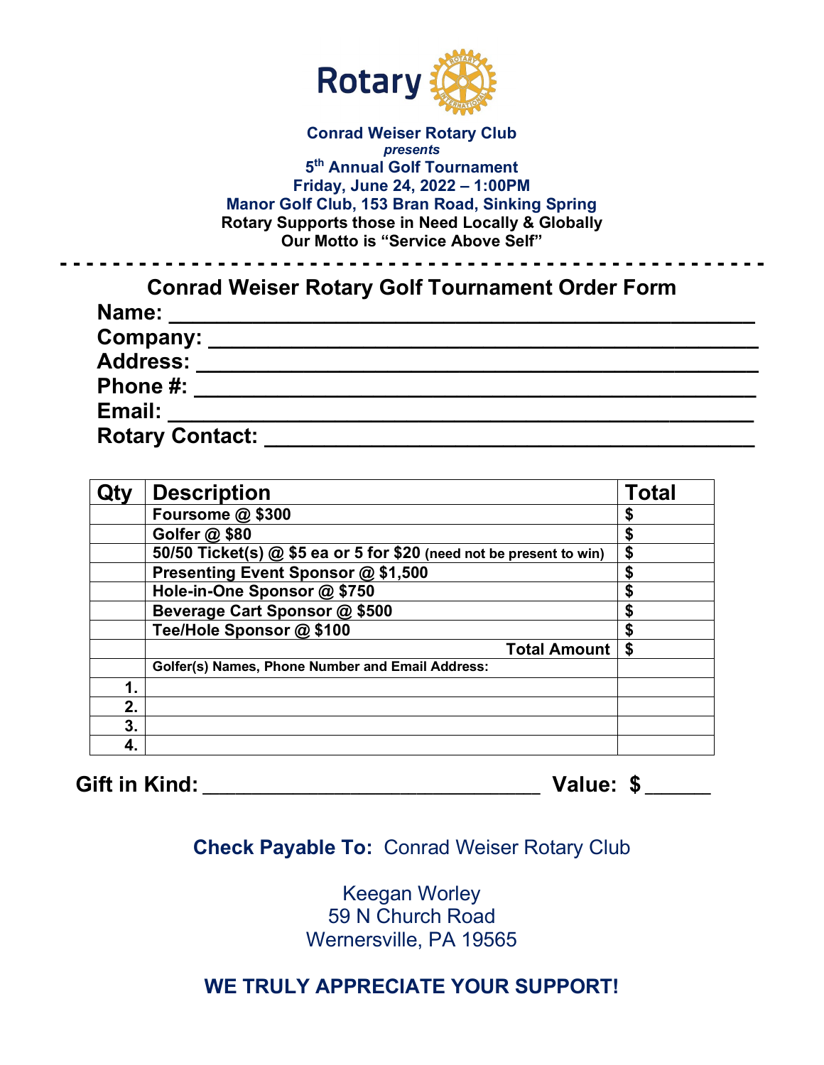Rotary

**Conrad Weiser Rotary Club**
***presents***
**5th Annual Golf Tournament**
**Friday, June 24, 2022 – 1:00PM**
**Manor Golf Club, 153 Bran Road, Sinking Spring**
**Rotary Supports those in Need Locally & Globally**
**Our Motto is "Service Above Self"**

- - - - - - - - - - - - - - - - - - - - - - - - - - - - - - - - - - - - - - - - - - - - - - - -

## Conrad Weiser Rotary Golf Tournament Order Form

**Name:** ______________________________________________

**Company:** ____________________________________________

**Address:** _____________________________________________

**Phone #:** _____________________________________________

**Email:** _______________________________________________

**Rotary Contact:** _______________________________________

| Qty | Description | Total |
|---|---|---|
| | **Foursome @ $300** | **$** |
| | **Golfer @ $80** | **$** |
| | **50/50 Ticket(s) @ $5 ea or 5 for $20** (need not be present to win) | **$** |
| | **Presenting Event Sponsor @ $1,500** | **$** |
| | **Hole-in-One Sponsor @ $750** | **$** |
| | **Beverage Cart Sponsor @ $500** | **$** |
| | **Tee/Hole Sponsor @ $100** | **$** |
| | **Total Amount** | **$** |
| | **Golfer(s) Names, Phone Number and Email Address:** | |
| **1.** | | |
| **2.** | | |
| **3.** | | |
| **4.** | | |

**Gift in Kind:** ____________________________ **Value: $** ______

**Check Payable To:** Conrad Weiser Rotary Club

Keegan Worley
59 N Church Road
Wernersville, PA 19565

**WE TRULY APPRECIATE YOUR SUPPORT!**